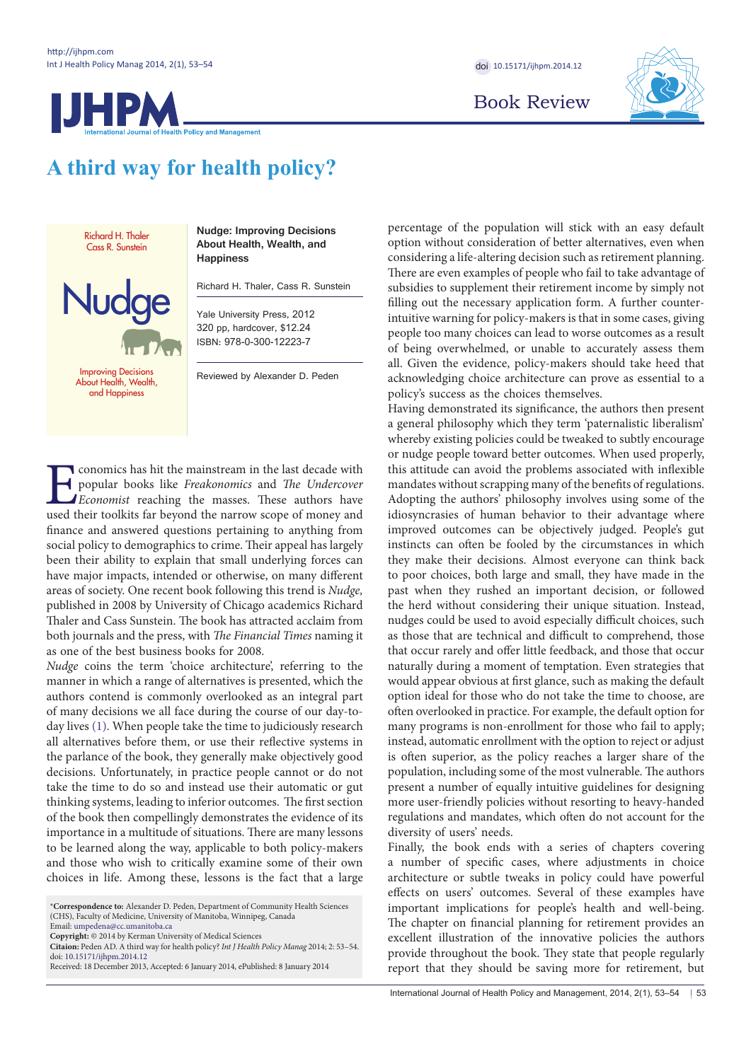Book Review

# A third way for health policy?

**Nudge: Improving Decisions About Health, Wealth, and Happiness**

Richard H. Thaler, Cass R. Sunstein

Yale University Press, 2012
320 pp, hardcover, $12.24
ISBN: 978-0-300-12223-7

Reviewed by Alexander D. Peden

Economics has hit the mainstream in the last decade with popular books like *Freakonomics* and *The Undercover Economist* reaching the masses. These authors have used their toolkits far beyond the narrow scope of money and finance and answered questions pertaining to anything from social policy to demographics to crime. Their appeal has largely been their ability to explain that small underlying forces can have major impacts, intended or otherwise, on many different areas of society. One recent book following this trend is *Nudge,* published in 2008 by University of Chicago academics Richard Thaler and Cass Sunstein. The book has attracted acclaim from both journals and the press, with *The Financial Times* naming it as one of the best business books for 2008.

*Nudge* coins the term 'choice architecture', referring to the manner in which a range of alternatives is presented, which the authors contend is commonly overlooked as an integral part of many decisions we all face during the course of our day-to-day lives (1). When people take the time to judiciously research all alternatives before them, or use their reflective systems in the parlance of the book, they generally make objectively good decisions. Unfortunately, in practice people cannot or do not take the time to do so and instead use their automatic or gut thinking systems, leading to inferior outcomes. The first section of the book then compellingly demonstrates the evidence of its importance in a multitude of situations. There are many lessons to be learned along the way, applicable to both policy-makers and those who wish to critically examine some of their own choices in life. Among these, lessons is the fact that a large percentage of the population will stick with an easy default option without consideration of better alternatives, even when considering a life-altering decision such as retirement planning. There are even examples of people who fail to take advantage of subsidies to supplement their retirement income by simply not filling out the necessary application form. A further counter-intuitive warning for policy-makers is that in some cases, giving people too many choices can lead to worse outcomes as a result of being overwhelmed, or unable to accurately assess them all. Given the evidence, policy-makers should take heed that acknowledging choice architecture can prove as essential to a policy's success as the choices themselves.

Having demonstrated its significance, the authors then present a general philosophy which they term 'paternalistic liberalism' whereby existing policies could be tweaked to subtly encourage or nudge people toward better outcomes. When used properly, this attitude can avoid the problems associated with inflexible mandates without scrapping many of the benefits of regulations. Adopting the authors' philosophy involves using some of the idiosyncrasies of human behavior to their advantage where improved outcomes can be objectively judged. People's gut instincts can often be fooled by the circumstances in which they make their decisions. Almost everyone can think back to poor choices, both large and small, they have made in the past when they rushed an important decision, or followed the herd without considering their unique situation. Instead, nudges could be used to avoid especially difficult choices, such as those that are technical and difficult to comprehend, those that occur rarely and offer little feedback, and those that occur naturally during a moment of temptation. Even strategies that would appear obvious at first glance, such as making the default option ideal for those who do not take the time to choose, are often overlooked in practice. For example, the default option for many programs is non-enrollment for those who fail to apply; instead, automatic enrollment with the option to reject or adjust is often superior, as the policy reaches a larger share of the population, including some of the most vulnerable. The authors present a number of equally intuitive guidelines for designing more user-friendly policies without resorting to heavy-handed regulations and mandates, which often do not account for the diversity of users' needs.

Finally, the book ends with a series of chapters covering a number of specific cases, where adjustments in choice architecture or subtle tweaks in policy could have powerful effects on users' outcomes. Several of these examples have important implications for people's health and well-being. The chapter on financial planning for retirement provides an excellent illustration of the innovative policies the authors provide throughout the book. They state that people regularly report that they should be saving more for retirement, but

*Correspondence to: Alexander D. Peden, Department of Community Health Sciences (CHS), Faculty of Medicine, University of Manitoba, Winnipeg, Canada
Email: umpedena@cc.umanitoba.ca
**Copyright:** © 2014 by Kerman University of Medical Sciences
**Citaion:** Peden AD. A third way for health policy? *Int J Health Policy Manag* 2014; 2: 53–54. doi: 10.15171/ijhpm.2014.12
Received: 18 December 2013, Accepted: 6 January 2014, ePublished: 8 January 2014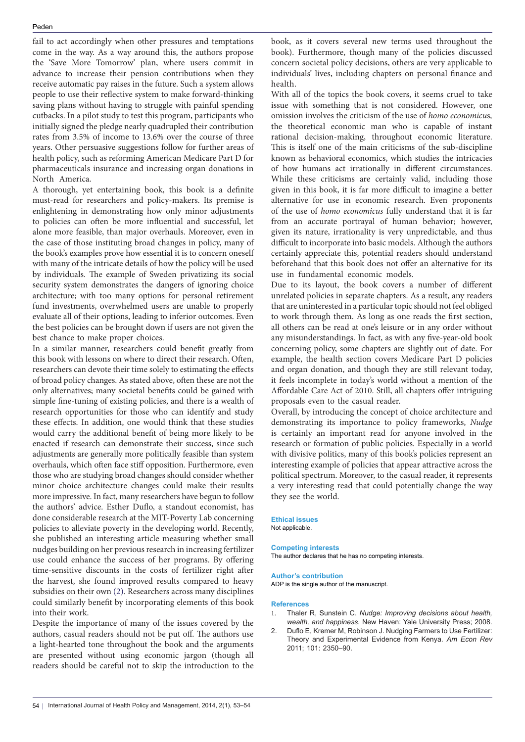fail to act accordingly when other pressures and temptations come in the way. As a way around this, the authors propose the 'Save More Tomorrow' plan, where users commit in advance to increase their pension contributions when they receive automatic pay raises in the future. Such a system allows people to use their reflective system to make forward-thinking saving plans without having to struggle with painful spending cutbacks. In a pilot study to test this program, participants who initially signed the pledge nearly quadrupled their contribution rates from 3.5% of income to 13.6% over the course of three years. Other persuasive suggestions follow for further areas of health policy, such as reforming American Medicare Part D for pharmaceuticals insurance and increasing organ donations in North America.

A thorough, yet entertaining book, this book is a definite must-read for researchers and policy-makers. Its premise is enlightening in demonstrating how only minor adjustments to policies can often be more influential and successful, let alone more feasible, than major overhauls. Moreover, even in the case of those instituting broad changes in policy, many of the book's examples prove how essential it is to concern oneself with many of the intricate details of how the policy will be used by individuals. The example of Sweden privatizing its social security system demonstrates the dangers of ignoring choice architecture; with too many options for personal retirement fund investments, overwhelmed users are unable to properly evaluate all of their options, leading to inferior outcomes. Even the best policies can be brought down if users are not given the best chance to make proper choices.

In a similar manner, researchers could benefit greatly from this book with lessons on where to direct their research. Often, researchers can devote their time solely to estimating the effects of broad policy changes. As stated above, often these are not the only alternatives; many societal benefits could be gained with simple fine-tuning of existing policies, and there is a wealth of research opportunities for those who can identify and study these effects. In addition, one would think that these studies would carry the additional benefit of being more likely to be enacted if research can demonstrate their success, since such adjustments are generally more politically feasible than system overhauls, which often face stiff opposition. Furthermore, even those who are studying broad changes should consider whether minor choice architecture changes could make their results more impressive. In fact, many researchers have begun to follow the authors' advice. Esther Duflo, a standout economist, has done considerable research at the MIT-Poverty Lab concerning policies to alleviate poverty in the developing world. Recently, she published an interesting article measuring whether small nudges building on her previous research in increasing fertilizer use could enhance the success of her programs. By offering time-sensitive discounts in the costs of fertilizer right after the harvest, she found improved results compared to heavy subsidies on their own (2). Researchers across many disciplines could similarly benefit by incorporating elements of this book into their work.

Despite the importance of many of the issues covered by the authors, casual readers should not be put off. The authors use a light-hearted tone throughout the book and the arguments are presented without using economic jargon (though all readers should be careful not to skip the introduction to the book, as it covers several new terms used throughout the book). Furthermore, though many of the policies discussed concern societal policy decisions, others are very applicable to individuals' lives, including chapters on personal finance and health.

With all of the topics the book covers, it seems cruel to take issue with something that is not considered. However, one omission involves the criticism of the use of *homo economicus,* the theoretical economic man who is capable of instant rational decision-making, throughout economic literature. This is itself one of the main criticisms of the sub-discipline known as behavioral economics, which studies the intricacies of how humans act irrationally in different circumstances. While these criticisms are certainly valid, including those given in this book, it is far more difficult to imagine a better alternative for use in economic research. Even proponents of the use of *homo economicus* fully understand that it is far from an accurate portrayal of human behavior; however, given its nature, irrationality is very unpredictable, and thus difficult to incorporate into basic models. Although the authors certainly appreciate this, potential readers should understand beforehand that this book does not offer an alternative for its use in fundamental economic models.

Due to its layout, the book covers a number of different unrelated policies in separate chapters. As a result, any readers that are uninterested in a particular topic should not feel obliged to work through them. As long as one reads the first section, all others can be read at one's leisure or in any order without any misunderstandings. In fact, as with any five-year-old book concerning policy, some chapters are slightly out of date. For example, the health section covers Medicare Part D policies and organ donation, and though they are still relevant today, it feels incomplete in today's world without a mention of the Affordable Care Act of 2010. Still, all chapters offer intriguing proposals even to the casual reader.

Overall, by introducing the concept of choice architecture and demonstrating its importance to policy frameworks, *Nudge* is certainly an important read for anyone involved in the research or formation of public policies. Especially in a world with divisive politics, many of this book's policies represent an interesting example of policies that appear attractive across the political spectrum. Moreover, to the casual reader, it represents a very interesting read that could potentially change the way they see the world.

### Ethical issues

Not applicable.

### Competing interests

The author declares that he has no competing interests.

### Author's contribution

ADP is the single author of the manuscript.

### References

1. Thaler R, Sunstein C. *Nudge: Improving decisions about health, wealth, and happiness*. New Haven: Yale University Press; 2008.
2. Duflo E, Kremer M, Robinson J. Nudging Farmers to Use Fertilizer: Theory and Experimental Evidence from Kenya. *Am Econ Rev* 2011; 101: 2350–90.